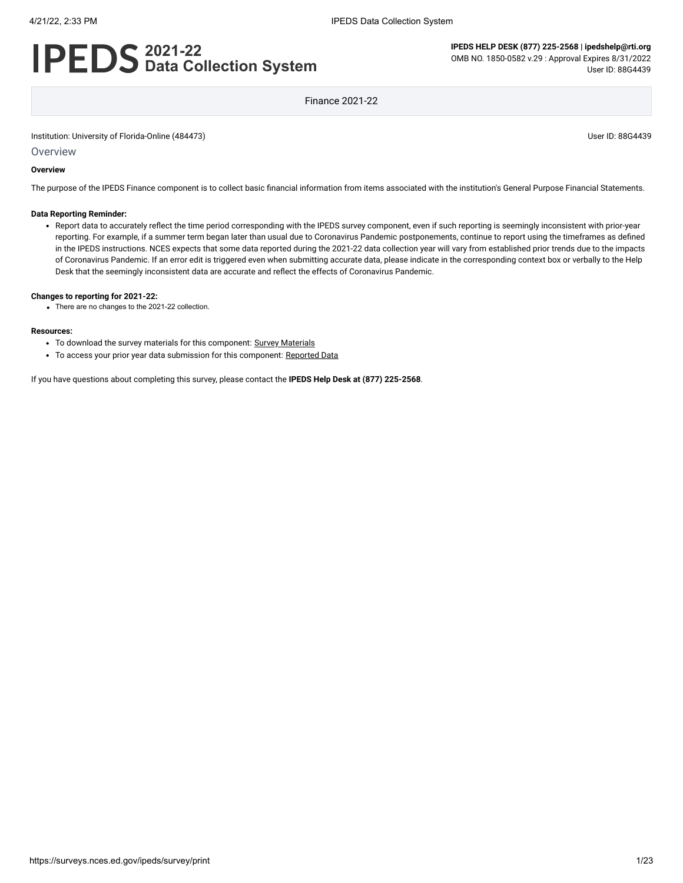# IPEDS 2021-22 Data Collection System

**IPEDS HELP DESK (877) 225-2568 | ipedshelp@rti.org**
OMB NO. 1850-0582 v.29 : Approval Expires 8/31/2022
User ID: 88G4439

Finance 2021-22

Institution: University of Florida-Online (484473)

User ID: 88G4439

## Overview

**Overview**

The purpose of the IPEDS Finance component is to collect basic financial information from items associated with the institution's General Purpose Financial Statements.

**Data Reporting Reminder:**

- Report data to accurately reflect the time period corresponding with the IPEDS survey component, even if such reporting is seemingly inconsistent with prior-year reporting. For example, if a summer term began later than usual due to Coronavirus Pandemic postponements, continue to report using the timeframes as defined in the IPEDS instructions. NCES expects that some data reported during the 2021-22 data collection year will vary from established prior trends due to the impacts of Coronavirus Pandemic. If an error edit is triggered even when submitting accurate data, please indicate in the corresponding context box or verbally to the Help Desk that the seemingly inconsistent data are accurate and reflect the effects of Coronavirus Pandemic.

**Changes to reporting for 2021-22:**

- There are no changes to the 2021-22 collection.

**Resources:**

- To download the survey materials for this component: Survey Materials
- To access your prior year data submission for this component: Reported Data

If you have questions about completing this survey, please contact the **IPEDS Help Desk at (877) 225-2568**.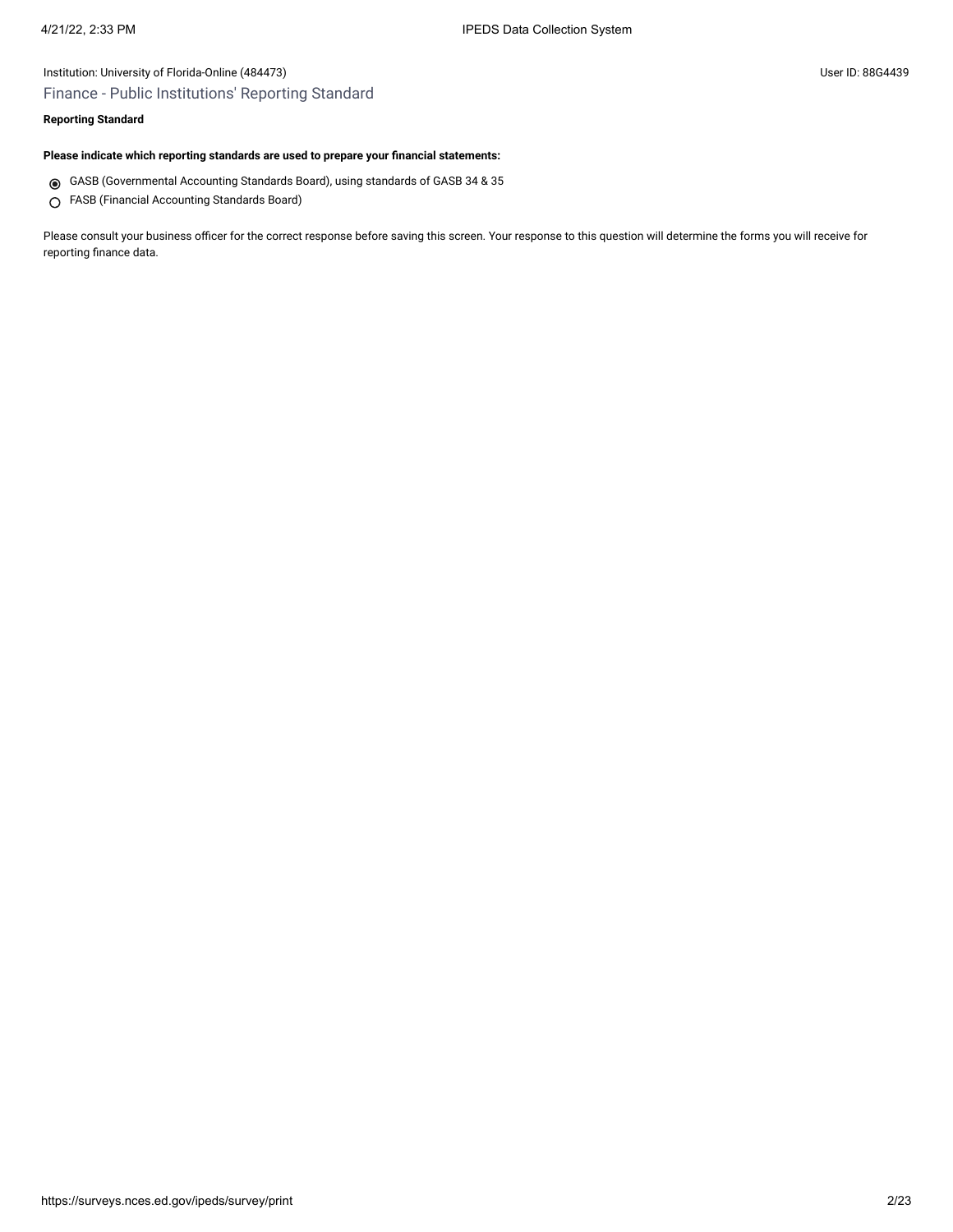Institution: University of Florida-Online (484473)

User ID: 88G4439

## Finance - Public Institutions' Reporting Standard

**Reporting Standard**

**Please indicate which reporting standards are used to prepare your financial statements:**

- (◉) GASB (Governmental Accounting Standards Board), using standards of GASB 34 & 35
- ( ) FASB (Financial Accounting Standards Board)

Please consult your business officer for the correct response before saving this screen. Your response to this question will determine the forms you will receive for reporting finance data.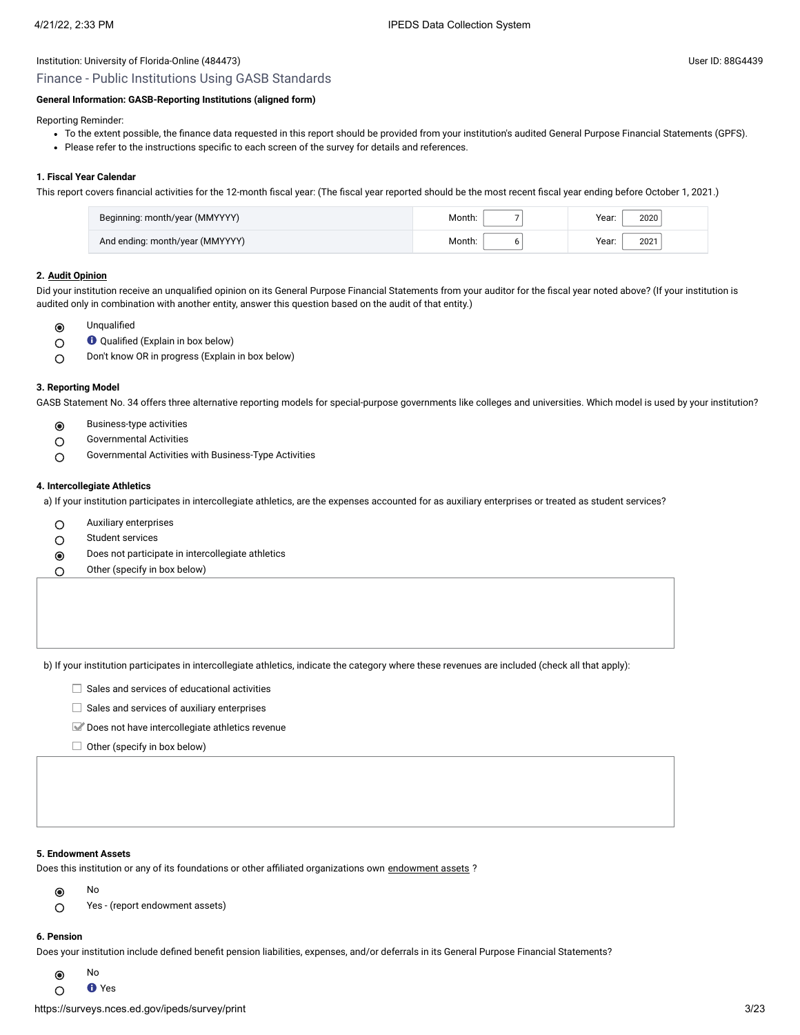Institution: University of Florida-Online (484473)

User ID: 88G4439

## Finance - Public Institutions Using GASB Standards

**General Information: GASB-Reporting Institutions (aligned form)**

Reporting Reminder:

- To the extent possible, the finance data requested in this report should be provided from your institution's audited General Purpose Financial Statements (GPFS).
- Please refer to the instructions specific to each screen of the survey for details and references.

**1. Fiscal Year Calendar**

This report covers financial activities for the 12-month fiscal year: (The fiscal year reported should be the most recent fiscal year ending before October 1, 2021.)

| | | |
|---|---|---|
| Beginning: month/year (MMYYYY) | Month: 7 | Year: 2020 |
| And ending: month/year (MMYYYY) | Month: 6 | Year: 2021 |

**2. Audit Opinion**

Did your institution receive an unqualified opinion on its General Purpose Financial Statements from your auditor for the fiscal year noted above? (If your institution is audited only in combination with another entity, answer this question based on the audit of that entity.)

- (◉) Unqualified
- ( ) Qualified (Explain in box below)
- ( ) Don't know OR in progress (Explain in box below)

**3. Reporting Model**

GASB Statement No. 34 offers three alternative reporting models for special-purpose governments like colleges and universities. Which model is used by your institution?

- (◉) Business-type activities
- ( ) Governmental Activities
- ( ) Governmental Activities with Business-Type Activities

**4. Intercollegiate Athletics**

a) If your institution participates in intercollegiate athletics, are the expenses accounted for as auxiliary enterprises or treated as student services?

- ( ) Auxiliary enterprises
- ( ) Student services
- (◉) Does not participate in intercollegiate athletics
- ( ) Other (specify in box below)

b) If your institution participates in intercollegiate athletics, indicate the category where these revenues are included (check all that apply):

- [ ] Sales and services of educational activities
- [ ] Sales and services of auxiliary enterprises
- [x] Does not have intercollegiate athletics revenue
- [ ] Other (specify in box below)

**5. Endowment Assets**

Does this institution or any of its foundations or other affiliated organizations own endowment assets ?

- (◉) No
- ( ) Yes - (report endowment assets)

**6. Pension**

Does your institution include defined benefit pension liabilities, expenses, and/or deferrals in its General Purpose Financial Statements?

- (◉) No
- ( ) Yes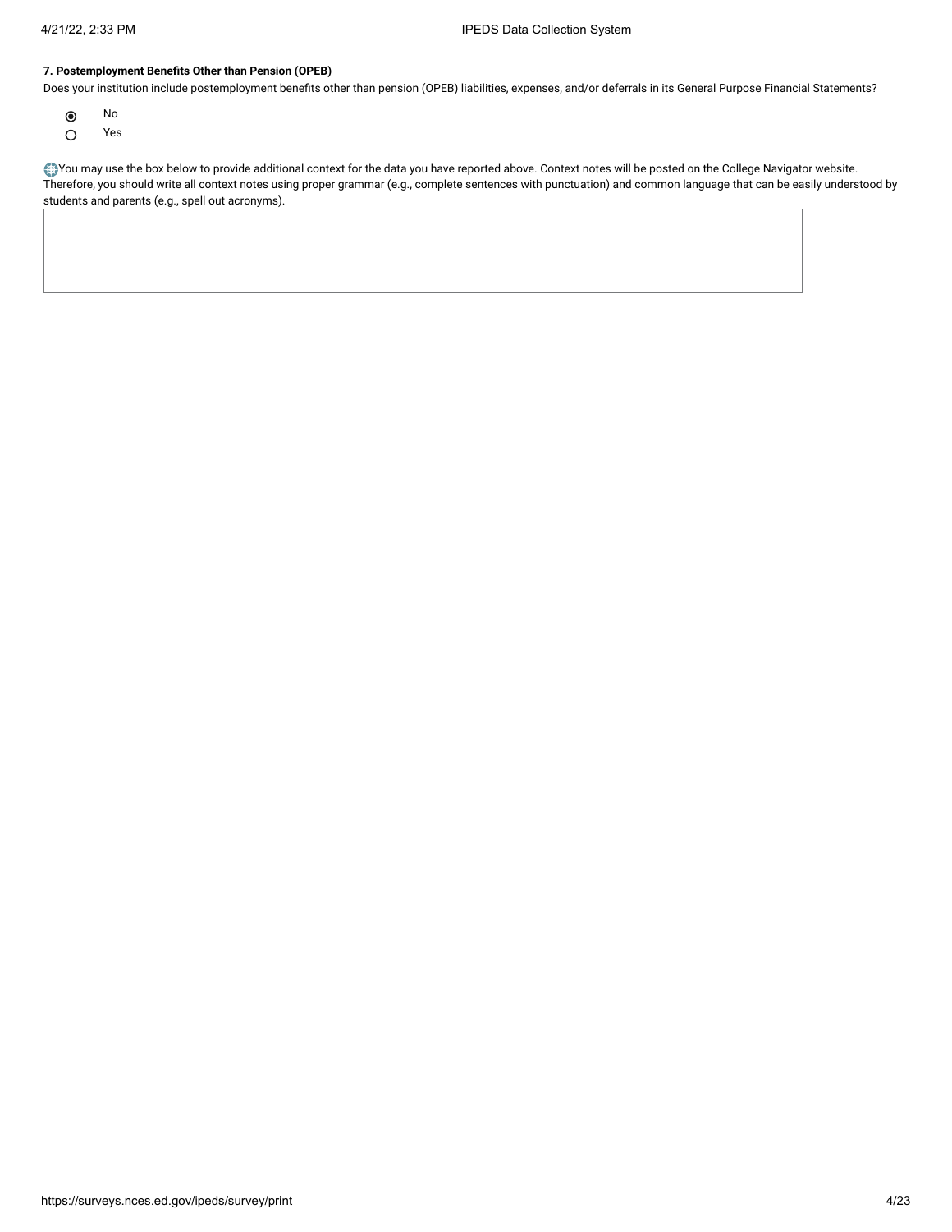**7. Postemployment Benefits Other than Pension (OPEB)**

Does your institution include postemployment benefits other than pension (OPEB) liabilities, expenses, and/or deferrals in its General Purpose Financial Statements?

- (●) No
- ( ) Yes

You may use the box below to provide additional context for the data you have reported above. Context notes will be posted on the College Navigator website. Therefore, you should write all context notes using proper grammar (e.g., complete sentences with punctuation) and common language that can be easily understood by students and parents (e.g., spell out acronyms).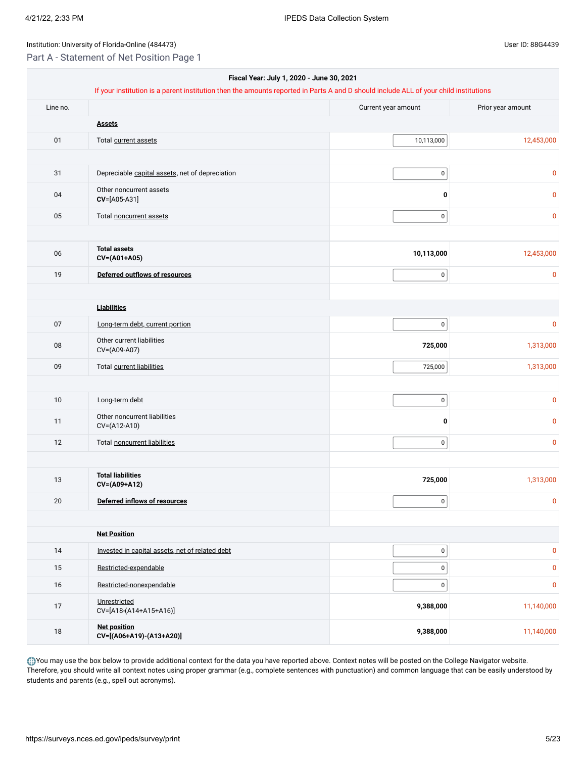Institution: University of Florida-Online (484473)

User ID: 88G4439

## Part A - Statement of Net Position Page 1

| Fiscal Year: July 1, 2020 - June 30, 2021 | | | |
|---|---|---|---|
| If your institution is a parent institution then the amounts reported in Parts A and D should include ALL of your child institutions | | | |
| **Line no.** | | **Current year amount** | **Prior year amount** |
| | **Assets** | | |
| 01 | Total current assets | 10,113,000 | 12,453,000 |
| | | | |
| 31 | Depreciable capital assets, net of depreciation | 0 | 0 |
| 04 | Other noncurrent assets<br>**CV**=[A05-A31] | **0** | 0 |
| 05 | Total noncurrent assets | 0 | 0 |
| | | | |
| 06 | **Total assets**<br>**CV=(A01+A05)** | **10,113,000** | 12,453,000 |
| 19 | **Deferred outflows of resources** | 0 | 0 |
| | | | |
| | **Liabilities** | | |
| 07 | Long-term debt, current portion | 0 | 0 |
| 08 | Other current liabilities<br>CV=(A09-A07) | **725,000** | 1,313,000 |
| 09 | Total current liabilities | 725,000 | 1,313,000 |
| | | | |
| 10 | Long-term debt | 0 | 0 |
| 11 | Other noncurrent liabilities<br>CV=(A12-A10) | **0** | 0 |
| 12 | Total noncurrent liabilities | 0 | 0 |
| | | | |
| 13 | **Total liabilities**<br>**CV=(A09+A12)** | **725,000** | 1,313,000 |
| 20 | **Deferred inflows of resources** | 0 | 0 |
| | | | |
| | **Net Position** | | |
| 14 | Invested in capital assets, net of related debt | 0 | 0 |
| 15 | Restricted-expendable | 0 | 0 |
| 16 | Restricted-nonexpendable | 0 | 0 |
| 17 | Unrestricted<br>CV=[A18-(A14+A15+A16)] | **9,388,000** | 11,140,000 |
| 18 | **Net position**<br>**CV=[(A06+A19)-(A13+A20)]** | **9,388,000** | 11,140,000 |

You may use the box below to provide additional context for the data you have reported above. Context notes will be posted on the College Navigator website. Therefore, you should write all context notes using proper grammar (e.g., complete sentences with punctuation) and common language that can be easily understood by students and parents (e.g., spell out acronyms).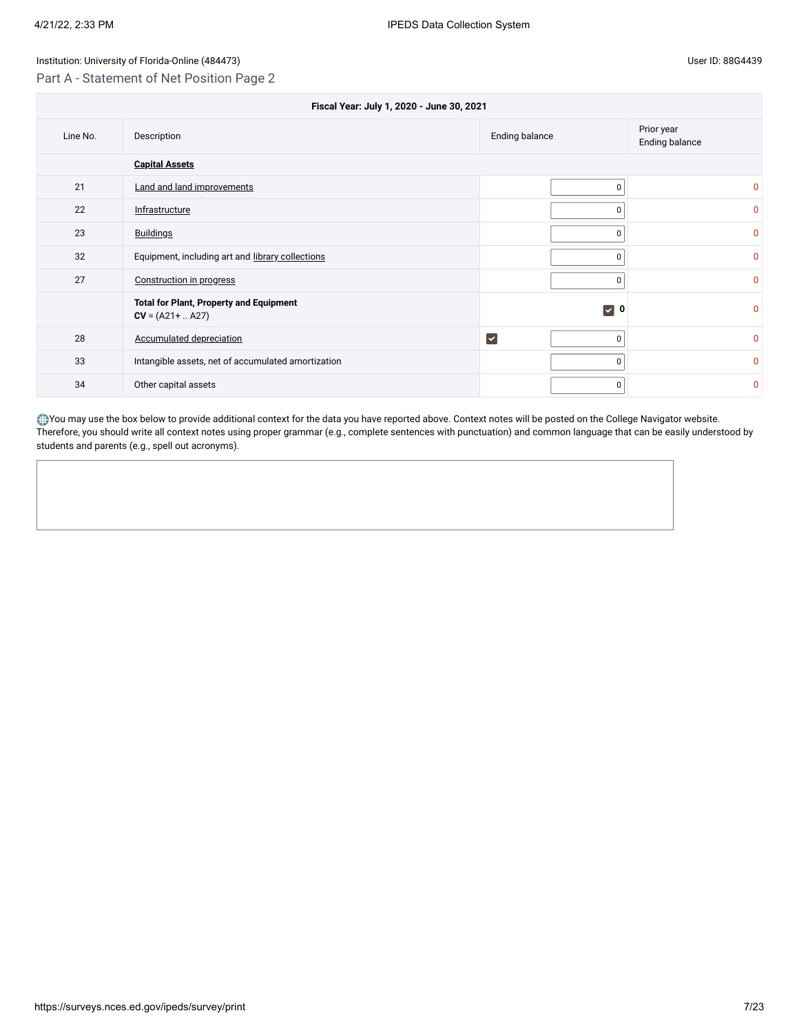Institution: University of Florida-Online (484473)

User ID: 88G4439

## Part A - Statement of Net Position Page 2

| Fiscal Year: July 1, 2020 - June 30, 2021 | | | |
|---|---|---|---|
| Line No. | Description | Ending balance | Prior year Ending balance |
| | **Capital Assets** | | |
| 21 | Land and land improvements | 0 | 0 |
| 22 | Infrastructure | 0 | 0 |
| 23 | Buildings | 0 | 0 |
| 32 | Equipment, including art and library collections | 0 | 0 |
| 27 | Construction in progress | 0 | 0 |
| | **Total for Plant, Property and Equipment** **CV** = (A21+ .. A27) | ☑ **0** | 0 |
| 28 | Accumulated depreciation | ☑ 0 | 0 |
| 33 | Intangible assets, net of accumulated amortization | 0 | 0 |
| 34 | Other capital assets | 0 | 0 |

You may use the box below to provide additional context for the data you have reported above. Context notes will be posted on the College Navigator website. Therefore, you should write all context notes using proper grammar (e.g., complete sentences with punctuation) and common language that can be easily understood by students and parents (e.g., spell out acronyms).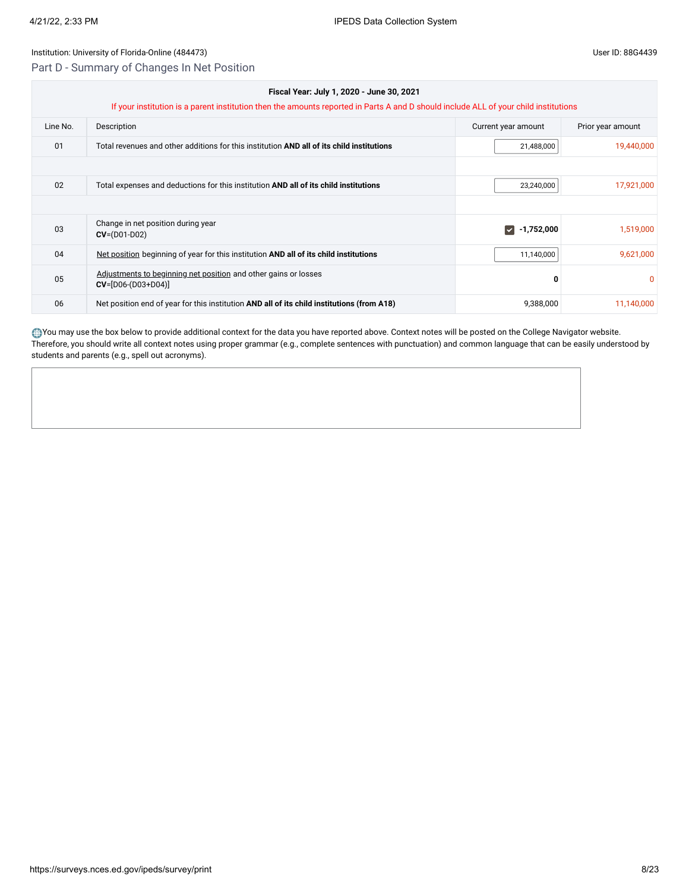Institution: University of Florida-Online (484473)

User ID: 88G4439

## Part D - Summary of Changes In Net Position

| Line No. | Description | Current year amount | Prior year amount |
|---|---|---|---|
| | **Fiscal Year: July 1, 2020 - June 30, 2021**<br>If your institution is a parent institution then the amounts reported in Parts A and D should include ALL of your child institutions | | |
| 01 | Total revenues and other additions for this institution **AND all of its child institutions** | 21,488,000 | 19,440,000 |
| 02 | Total expenses and deductions for this institution **AND all of its child institutions** | 23,240,000 | 17,921,000 |
| 03 | Change in net position during year<br>**CV**=(D01-D02) | **-1,752,000** | 1,519,000 |
| 04 | Net position beginning of year for this institution **AND all of its child institutions** | 11,140,000 | 9,621,000 |
| 05 | Adjustments to beginning net position and other gains or losses<br>**CV**=[D06-(D03+D04)] | **0** | 0 |
| 06 | Net position end of year for this institution **AND all of its child institutions (from A18)** | 9,388,000 | 11,140,000 |

You may use the box below to provide additional context for the data you have reported above. Context notes will be posted on the College Navigator website. Therefore, you should write all context notes using proper grammar (e.g., complete sentences with punctuation) and common language that can be easily understood by students and parents (e.g., spell out acronyms).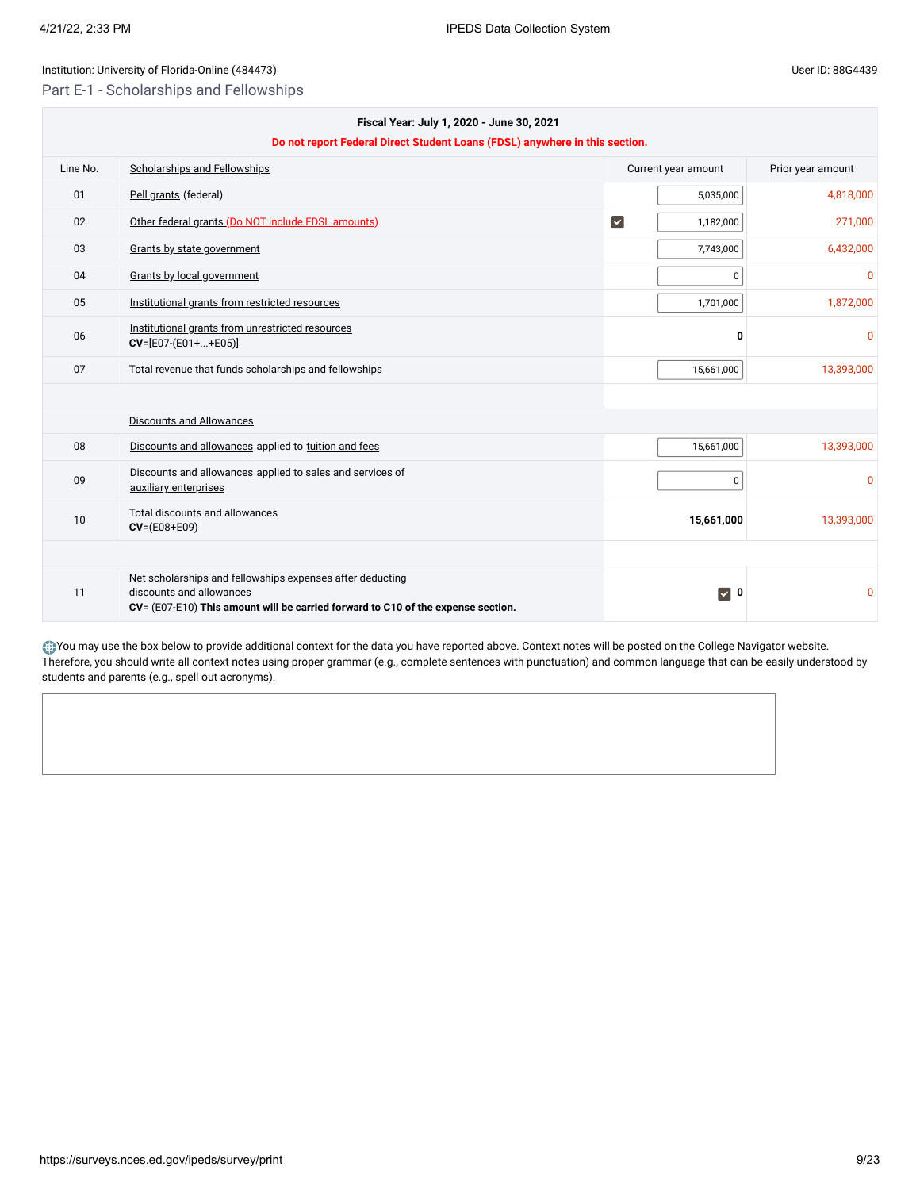Institution: University of Florida-Online (484473)

User ID: 88G4439

## Part E-1 - Scholarships and Fellowships

| Fiscal Year: July 1, 2020 - June 30, 2021 | | | |
|---|---|---|---|
| **Do not report Federal Direct Student Loans (FDSL) anywhere in this section.** | | | |
| Line No. | Scholarships and Fellowships | Current year amount | Prior year amount |
| 01 | Pell grants (federal) | 5,035,000 | 4,818,000 |
| 02 | Other federal grants (Do NOT include FDSL amounts) | ☑ 1,182,000 | 271,000 |
| 03 | Grants by state government | 7,743,000 | 6,432,000 |
| 04 | Grants by local government | 0 | 0 |
| 05 | Institutional grants from restricted resources | 1,701,000 | 1,872,000 |
| 06 | Institutional grants from unrestricted resources<br>**CV**=[E07-(E01+...+E05)] | **0** | 0 |
| 07 | Total revenue that funds scholarships and fellowships | 15,661,000 | 13,393,000 |
| | | | |
| | Discounts and Allowances | | |
| 08 | Discounts and allowances applied to tuition and fees | 15,661,000 | 13,393,000 |
| 09 | Discounts and allowances applied to sales and services of auxiliary enterprises | 0 | 0 |
| 10 | Total discounts and allowances<br>**CV**=(E08+E09) | **15,661,000** | 13,393,000 |
| | | | |
| 11 | Net scholarships and fellowships expenses after deducting discounts and allowances<br>**CV**= (E07-E10) **This amount will be carried forward to C10 of the expense section.** | ☑ **0** | 0 |

You may use the box below to provide additional context for the data you have reported above. Context notes will be posted on the College Navigator website. Therefore, you should write all context notes using proper grammar (e.g., complete sentences with punctuation) and common language that can be easily understood by students and parents (e.g., spell out acronyms).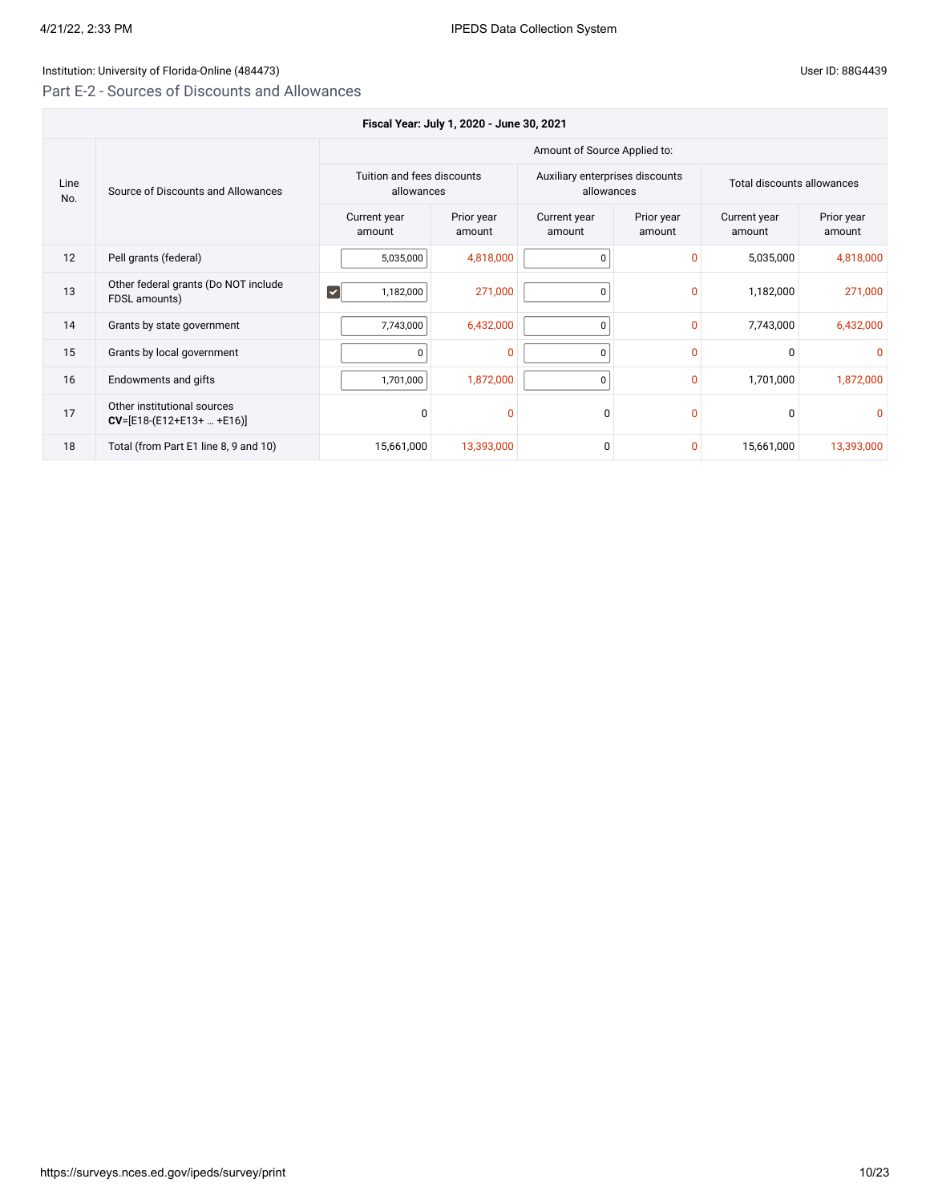Institution: University of Florida-Online (484473)

User ID: 88G4439

## Part E-2 - Sources of Discounts and Allowances

| Fiscal Year: July 1, 2020 - June 30, 2021 | | | | | | | |
|---|---|---|---|---|---|---|---|
| Line No. | Source of Discounts and Allowances | Amount of Source Applied to: | | | | | |
| | | Tuition and fees discounts allowances | | Auxiliary enterprises discounts allowances | | Total discounts allowances | |
| | | Current year amount | Prior year amount | Current year amount | Prior year amount | Current year amount | Prior year amount |
| 12 | Pell grants (federal) | 5,035,000 | 4,818,000 | 0 | 0 | 5,035,000 | 4,818,000 |
| 13 | Other federal grants (Do NOT include FDSL amounts) | 1,182,000 | 271,000 | 0 | 0 | 1,182,000 | 271,000 |
| 14 | Grants by state government | 7,743,000 | 6,432,000 | 0 | 0 | 7,743,000 | 6,432,000 |
| 15 | Grants by local government | 0 | 0 | 0 | 0 | 0 | 0 |
| 16 | Endowments and gifts | 1,701,000 | 1,872,000 | 0 | 0 | 1,701,000 | 1,872,000 |
| 17 | Other institutional sources **CV**=[E18-(E12+E13+ … +E16)] | 0 | 0 | 0 | 0 | 0 | 0 |
| 18 | Total (from Part E1 line 8, 9 and 10) | 15,661,000 | 13,393,000 | 0 | 0 | 15,661,000 | 13,393,000 |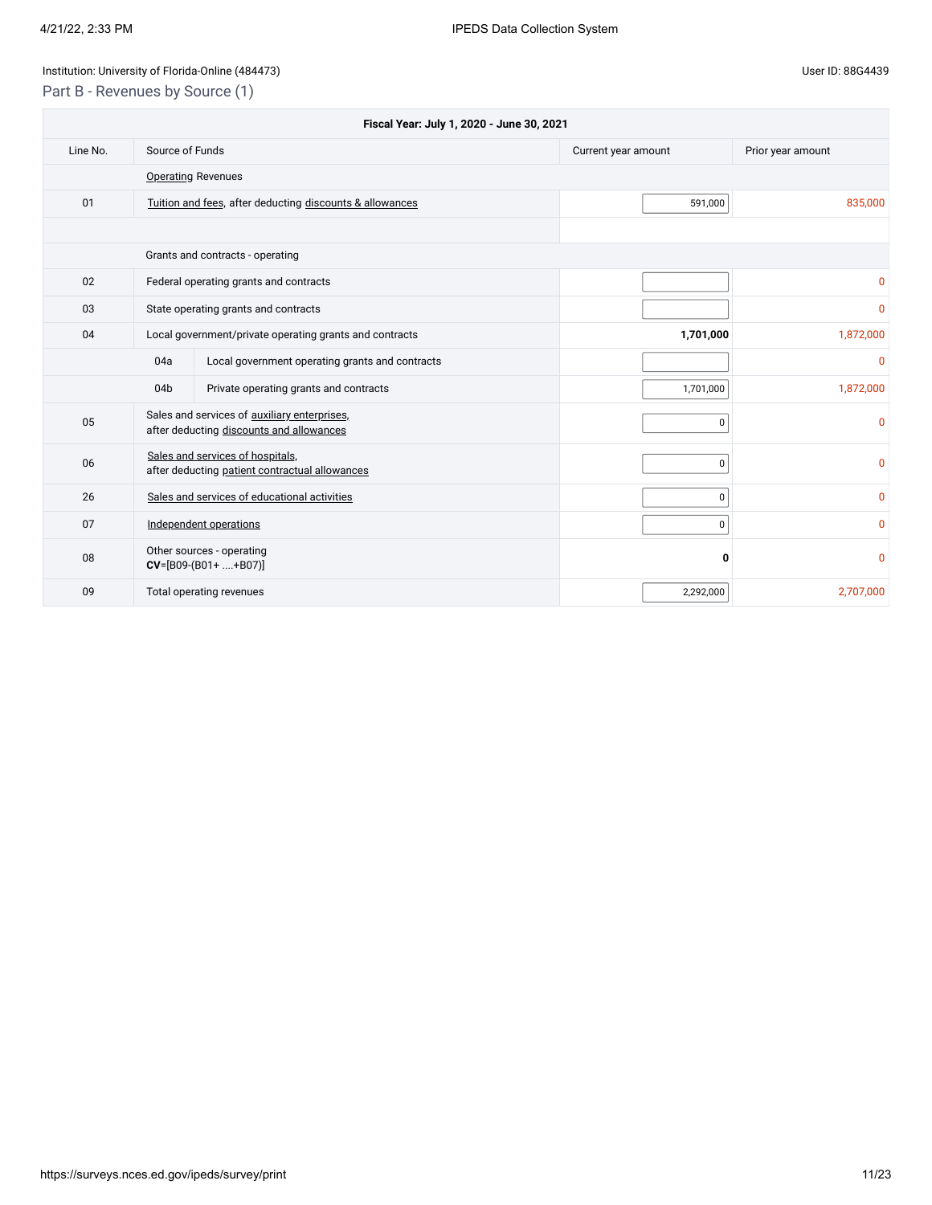Institution: University of Florida-Online (484473)

User ID: 88G4439

## Part B - Revenues by Source (1)

| Fiscal Year: July 1, 2020 - June 30, 2021 | | | |
|---|---|---|---|
| Line No. | Source of Funds | Current year amount | Prior year amount |
| | Operating Revenues | | |
| 01 | Tuition and fees, after deducting discounts & allowances | 591,000 | 835,000 |
| | | | |
| | Grants and contracts - operating | | |
| 02 | Federal operating grants and contracts | | 0 |
| 03 | State operating grants and contracts | | 0 |
| 04 | Local government/private operating grants and contracts | **1,701,000** | 1,872,000 |
| 04a | Local government operating grants and contracts | | 0 |
| 04b | Private operating grants and contracts | 1,701,000 | 1,872,000 |
| 05 | Sales and services of auxiliary enterprises, after deducting discounts and allowances | 0 | 0 |
| 06 | Sales and services of hospitals, after deducting patient contractual allowances | 0 | 0 |
| 26 | Sales and services of educational activities | 0 | 0 |
| 07 | Independent operations | 0 | 0 |
| 08 | Other sources - operating **CV**=[B09-(B01+ ....+B07)] | **0** | 0 |
| 09 | Total operating revenues | 2,292,000 | 2,707,000 |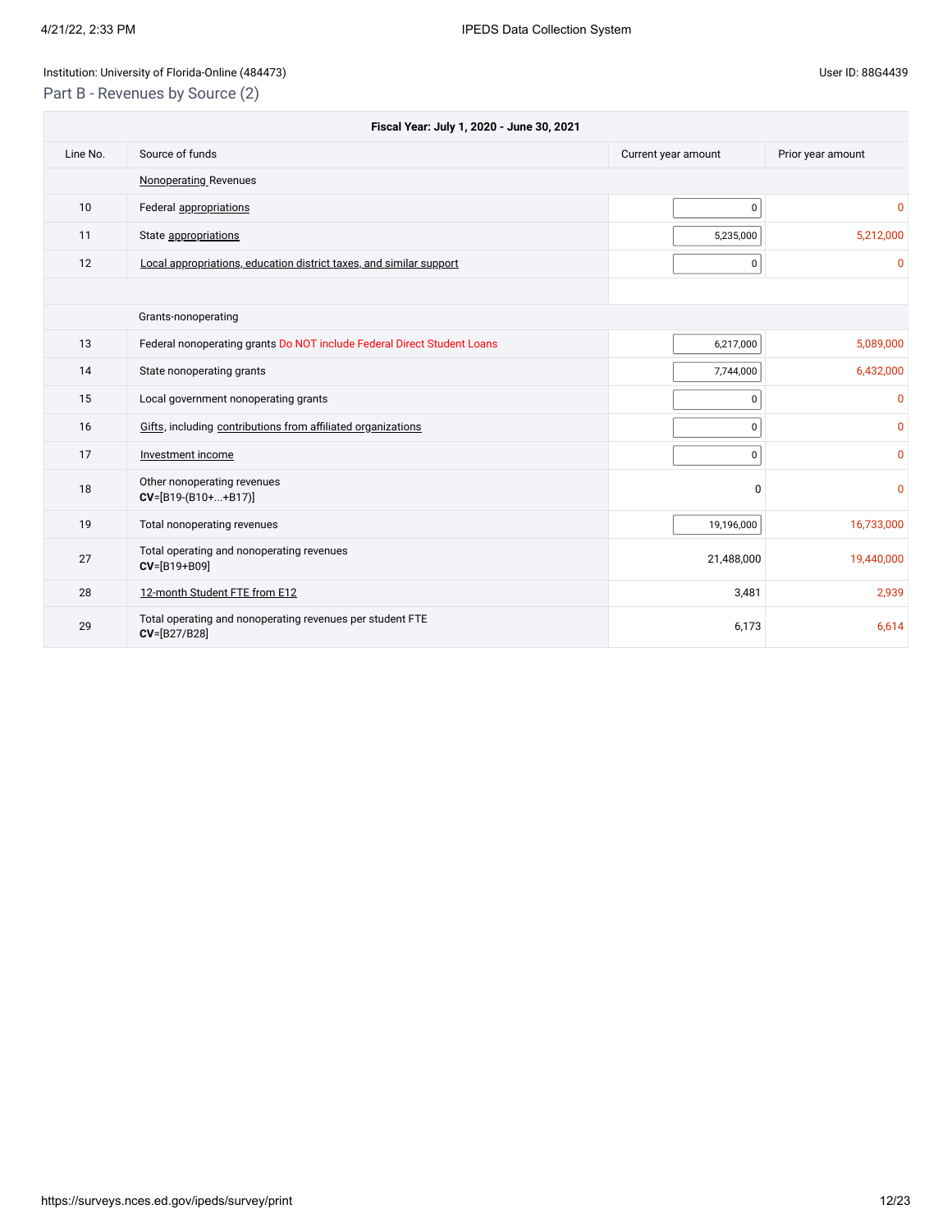Institution: University of Florida-Online (484473)

User ID: 88G4439

## Part B - Revenues by Source (2)

| Fiscal Year: July 1, 2020 - June 30, 2021 | | | |
|---|---|---|---|
| Line No. | Source of funds | Current year amount | Prior year amount |
| | Nonoperating Revenues | | |
| 10 | Federal appropriations | 0 | 0 |
| 11 | State appropriations | 5,235,000 | 5,212,000 |
| 12 | Local appropriations, education district taxes, and similar support | 0 | 0 |
| | | | |
| | Grants-nonoperating | | |
| 13 | Federal nonoperating grants Do NOT include Federal Direct Student Loans | 6,217,000 | 5,089,000 |
| 14 | State nonoperating grants | 7,744,000 | 6,432,000 |
| 15 | Local government nonoperating grants | 0 | 0 |
| 16 | Gifts, including contributions from affiliated organizations | 0 | 0 |
| 17 | Investment income | 0 | 0 |
| 18 | Other nonoperating revenues **CV**=[B19-(B10+...+B17)] | 0 | 0 |
| 19 | Total nonoperating revenues | 19,196,000 | 16,733,000 |
| 27 | Total operating and nonoperating revenues **CV**=[B19+B09] | 21,488,000 | 19,440,000 |
| 28 | 12-month Student FTE from E12 | 3,481 | 2,939 |
| 29 | Total operating and nonoperating revenues per student FTE **CV**=[B27/B28] | 6,173 | 6,614 |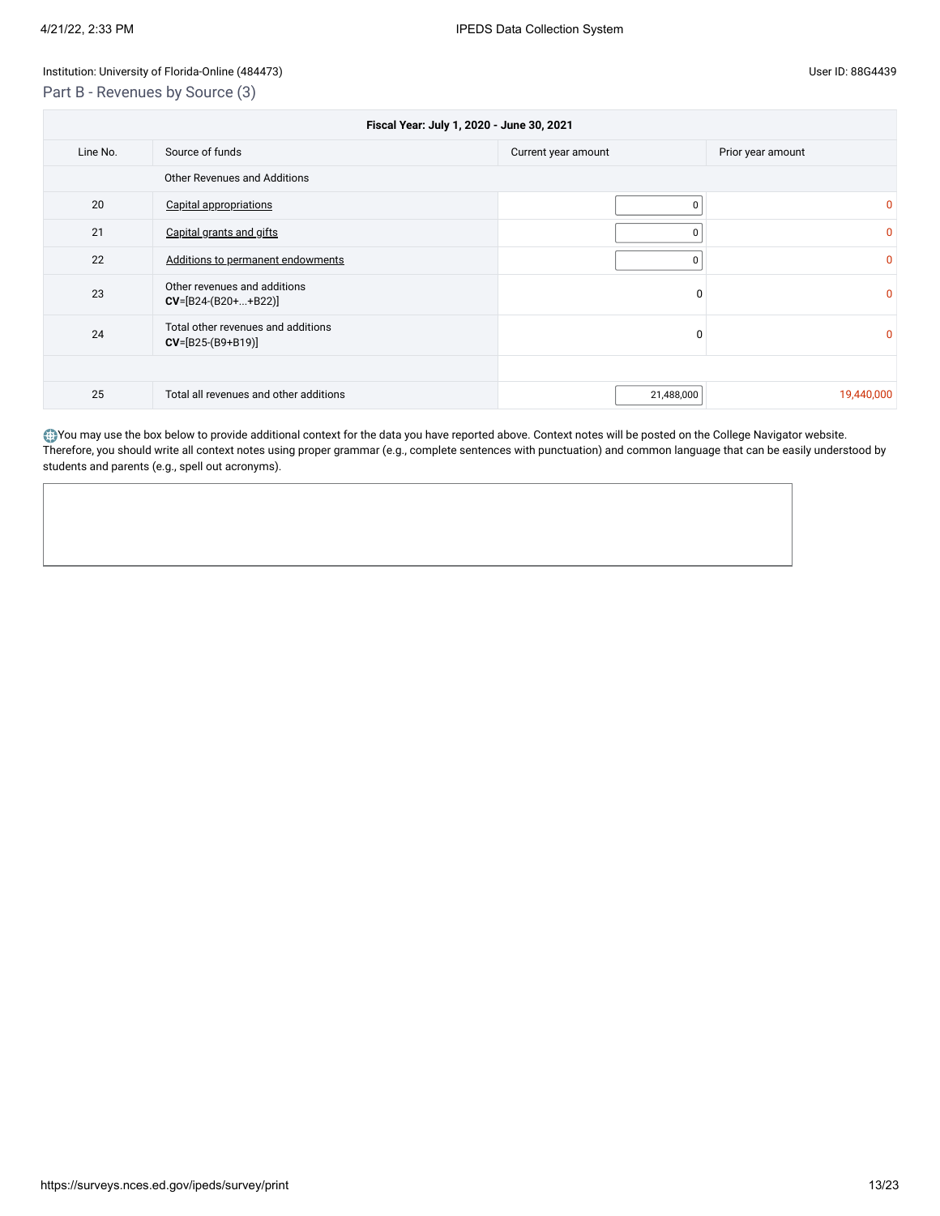Institution: University of Florida-Online (484473)

User ID: 88G4439

## Part B - Revenues by Source (3)

| Fiscal Year: July 1, 2020 - June 30, 2021 | | | |
|---|---|---|---|
| Line No. | Source of funds | Current year amount | Prior year amount |
| | Other Revenues and Additions | | |
| 20 | Capital appropriations | 0 | 0 |
| 21 | Capital grants and gifts | 0 | 0 |
| 22 | Additions to permanent endowments | 0 | 0 |
| 23 | Other revenues and additions **CV**=[B24-(B20+...+B22)] | 0 | 0 |
| 24 | Total other revenues and additions **CV**=[B25-(B9+B19)] | 0 | 0 |
| | | | |
| 25 | Total all revenues and other additions | 21,488,000 | 19,440,000 |

You may use the box below to provide additional context for the data you have reported above. Context notes will be posted on the College Navigator website. Therefore, you should write all context notes using proper grammar (e.g., complete sentences with punctuation) and common language that can be easily understood by students and parents (e.g., spell out acronyms).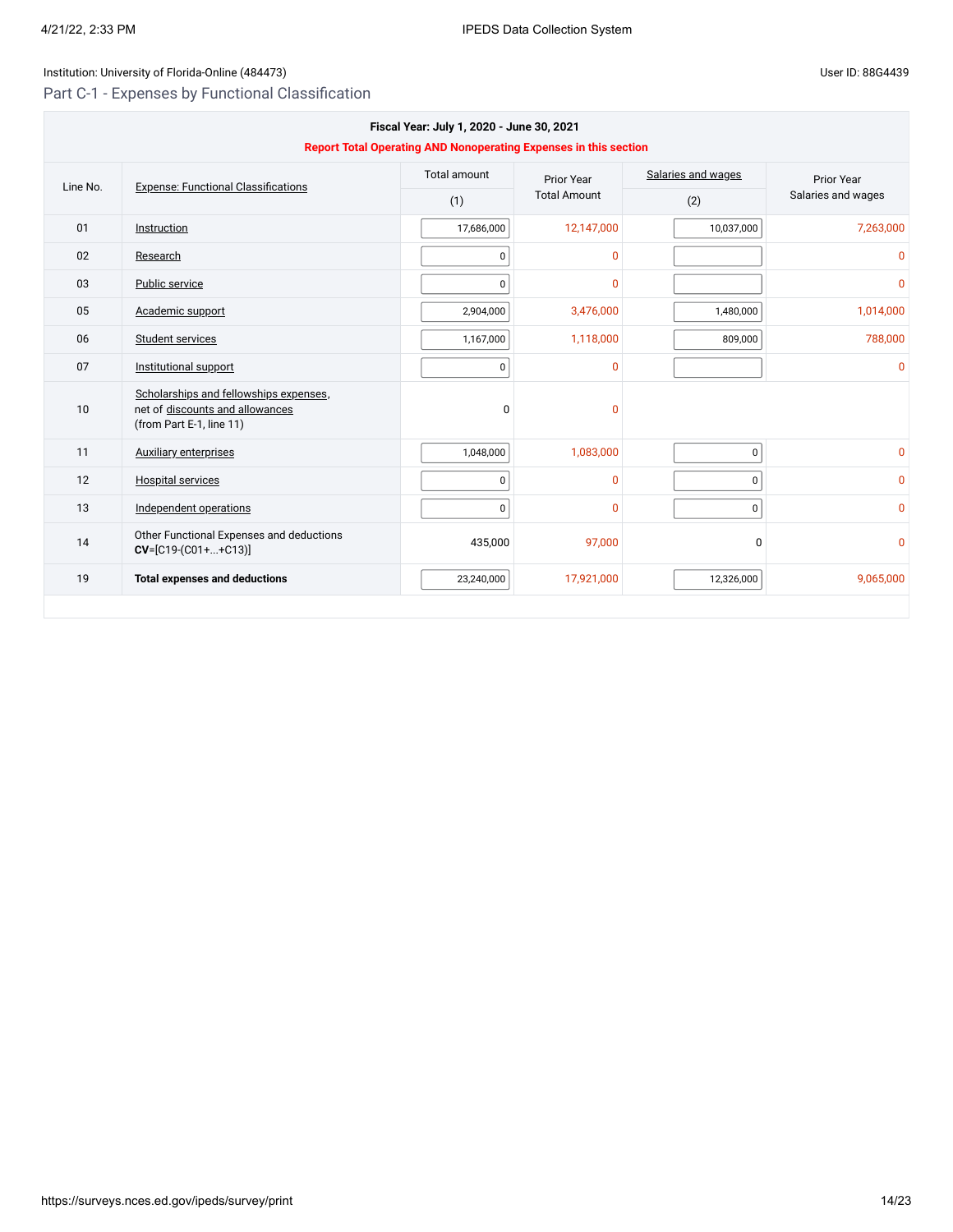Institution: University of Florida-Online (484473)

User ID: 88G4439

## Part C-1 - Expenses by Functional Classification

| Line No. | Expense: Functional Classifications | Total amount (1) | Prior Year Total Amount | Salaries and wages (2) | Prior Year Salaries and wages |
|---|---|---|---|---|---|
| | **Fiscal Year: July 1, 2020 - June 30, 2021** | | | | |
| | **Report Total Operating AND Nonoperating Expenses in this section** | | | | |
| 01 | Instruction | 17,686,000 | 12,147,000 | 10,037,000 | 7,263,000 |
| 02 | Research | 0 | 0 | | 0 |
| 03 | Public service | 0 | 0 | | 0 |
| 05 | Academic support | 2,904,000 | 3,476,000 | 1,480,000 | 1,014,000 |
| 06 | Student services | 1,167,000 | 1,118,000 | 809,000 | 788,000 |
| 07 | Institutional support | 0 | 0 | | 0 |
| 10 | Scholarships and fellowships expenses, net of discounts and allowances (from Part E-1, line 11) | 0 | 0 | | |
| 11 | Auxiliary enterprises | 1,048,000 | 1,083,000 | 0 | 0 |
| 12 | Hospital services | 0 | 0 | 0 | 0 |
| 13 | Independent operations | 0 | 0 | 0 | 0 |
| 14 | Other Functional Expenses and deductions **CV**=[C19-(C01+...+C13)] | 435,000 | 97,000 | 0 | 0 |
| 19 | **Total expenses and deductions** | 23,240,000 | 17,921,000 | 12,326,000 | 9,065,000 |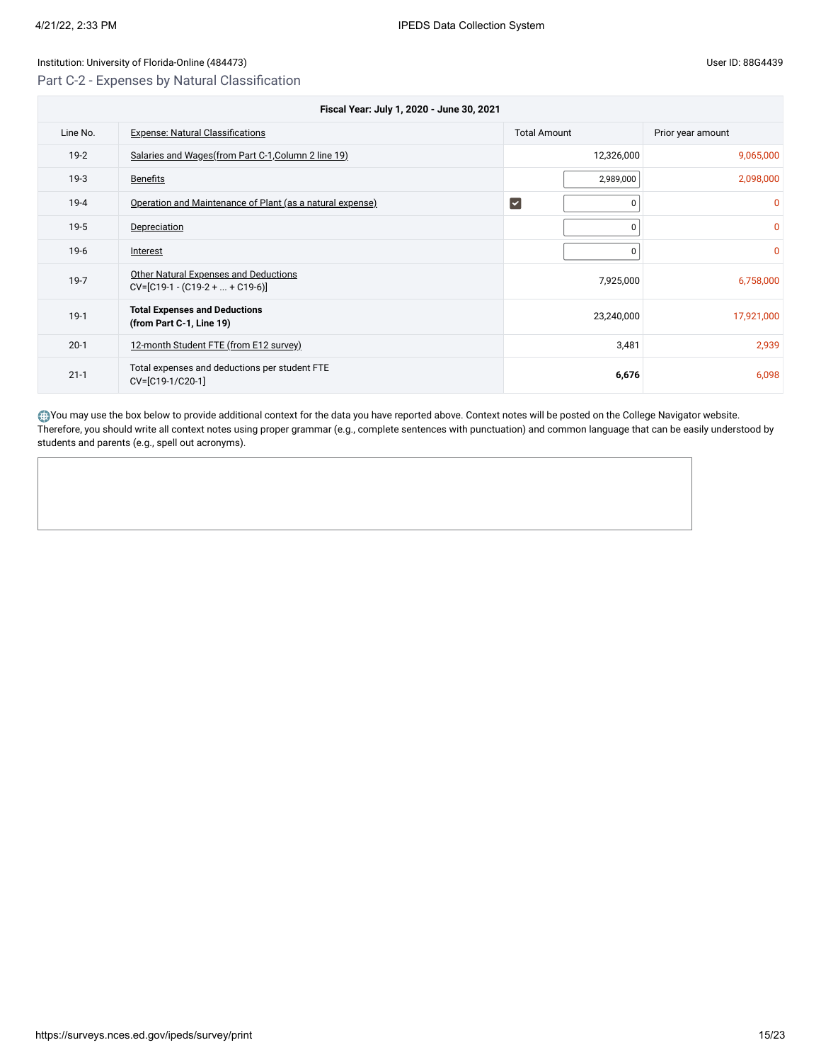Institution: University of Florida-Online (484473)

User ID: 88G4439

## Part C-2 - Expenses by Natural Classification

| Fiscal Year: July 1, 2020 - June 30, 2021 | | | |
|---|---|---|---|
| Line No. | Expense: Natural Classifications | Total Amount | Prior year amount |
| 19-2 | Salaries and Wages(from Part C-1,Column 2 line 19) | 12,326,000 | 9,065,000 |
| 19-3 | Benefits | 2,989,000 | 2,098,000 |
| 19-4 | Operation and Maintenance of Plant (as a natural expense) | ☑ 0 | 0 |
| 19-5 | Depreciation | 0 | 0 |
| 19-6 | Interest | 0 | 0 |
| 19-7 | Other Natural Expenses and Deductions CV=[C19-1 - (C19-2 + ... + C19-6)] | 7,925,000 | 6,758,000 |
| 19-1 | **Total Expenses and Deductions (from Part C-1, Line 19)** | 23,240,000 | 17,921,000 |
| 20-1 | 12-month Student FTE (from E12 survey) | 3,481 | 2,939 |
| 21-1 | Total expenses and deductions per student FTE CV=[C19-1/C20-1] | **6,676** | 6,098 |

You may use the box below to provide additional context for the data you have reported above. Context notes will be posted on the College Navigator website. Therefore, you should write all context notes using proper grammar (e.g., complete sentences with punctuation) and common language that can be easily understood by students and parents (e.g., spell out acronyms).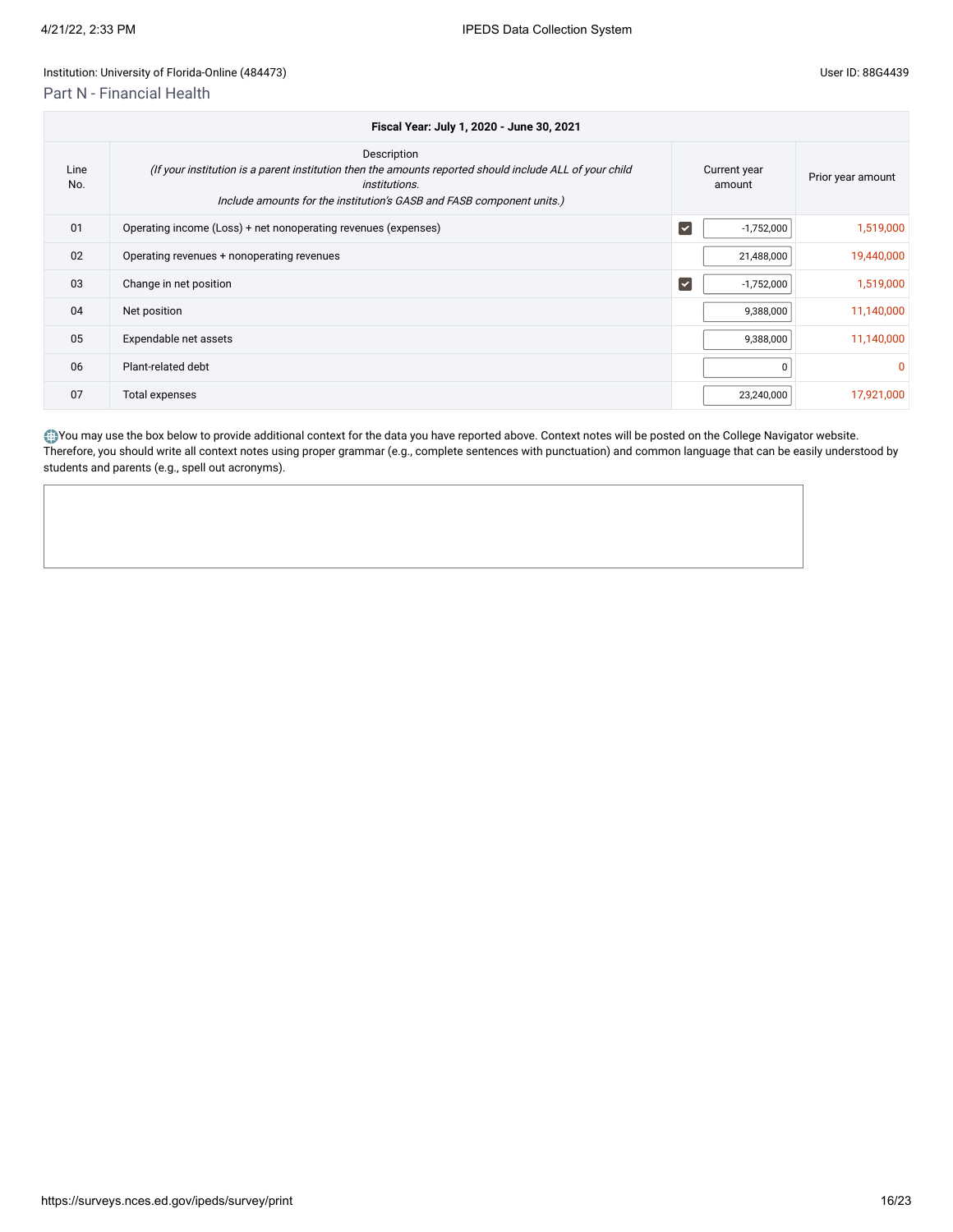Institution: University of Florida-Online (484473)

User ID: 88G4439

## Part N - Financial Health

| Fiscal Year: July 1, 2020 - June 30, 2021 | | | |
|---|---|---|---|
| Line No. | Description<br>*(If your institution is a parent institution then the amounts reported should include ALL of your child institutions.<br>Include amounts for the institution's GASB and FASB component units.)* | Current year amount | Prior year amount |
| 01 | Operating income (Loss) + net nonoperating revenues (expenses) | -1,752,000 | 1,519,000 |
| 02 | Operating revenues + nonoperating revenues | 21,488,000 | 19,440,000 |
| 03 | Change in net position | -1,752,000 | 1,519,000 |
| 04 | Net position | 9,388,000 | 11,140,000 |
| 05 | Expendable net assets | 9,388,000 | 11,140,000 |
| 06 | Plant-related debt | 0 | 0 |
| 07 | Total expenses | 23,240,000 | 17,921,000 |

You may use the box below to provide additional context for the data you have reported above. Context notes will be posted on the College Navigator website. Therefore, you should write all context notes using proper grammar (e.g., complete sentences with punctuation) and common language that can be easily understood by students and parents (e.g., spell out acronyms).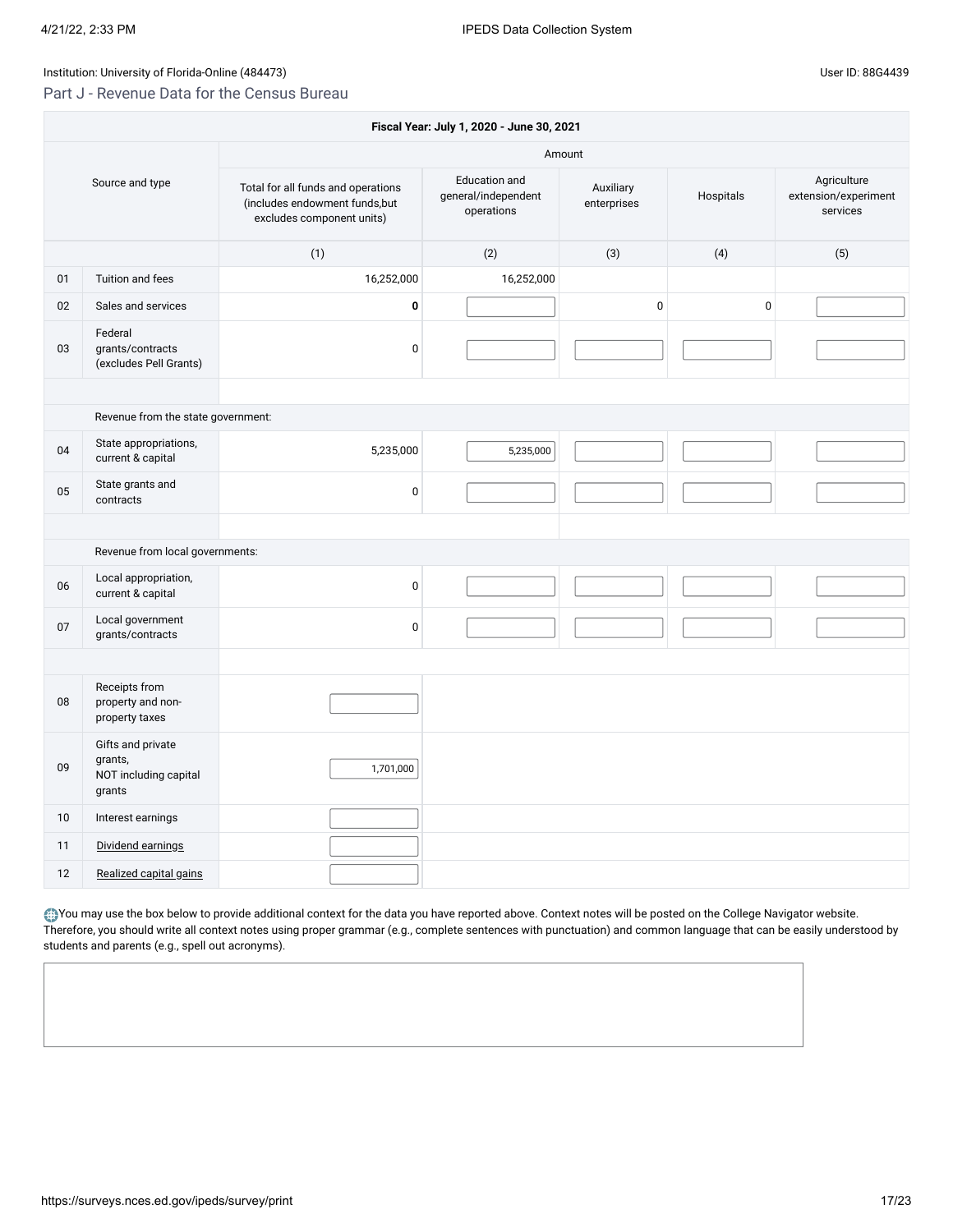Institution: University of Florida-Online (484473)

User ID: 88G4439

## Part J - Revenue Data for the Census Bureau

| Fiscal Year: July 1, 2020 - June 30, 2021 | | | | | | |
|---|---|---|---|---|---|---|
| Source and type | | Amount | | | | |
| | | Total for all funds and operations (includes endowment funds,but excludes component units) | Education and general/independent operations | Auxiliary enterprises | Hospitals | Agriculture extension/experiment services |
| | | (1) | (2) | (3) | (4) | (5) |
| 01 | Tuition and fees | 16,252,000 | 16,252,000 | | | |
| 02 | Sales and services | **0** | | 0 | 0 | |
| 03 | Federal grants/contracts (excludes Pell Grants) | 0 | | | | |
| | Revenue from the state government: | | | | | |
| 04 | State appropriations, current & capital | 5,235,000 | 5,235,000 | | | |
| 05 | State grants and contracts | 0 | | | | |
| | Revenue from local governments: | | | | | |
| 06 | Local appropriation, current & capital | 0 | | | | |
| 07 | Local government grants/contracts | 0 | | | | |
| 08 | Receipts from property and non-property taxes | | | | | |
| 09 | Gifts and private grants, NOT including capital grants | 1,701,000 | | | | |
| 10 | Interest earnings | | | | | |
| 11 | Dividend earnings | | | | | |
| 12 | Realized capital gains | | | | | |

You may use the box below to provide additional context for the data you have reported above. Context notes will be posted on the College Navigator website. Therefore, you should write all context notes using proper grammar (e.g., complete sentences with punctuation) and common language that can be easily understood by students and parents (e.g., spell out acronyms).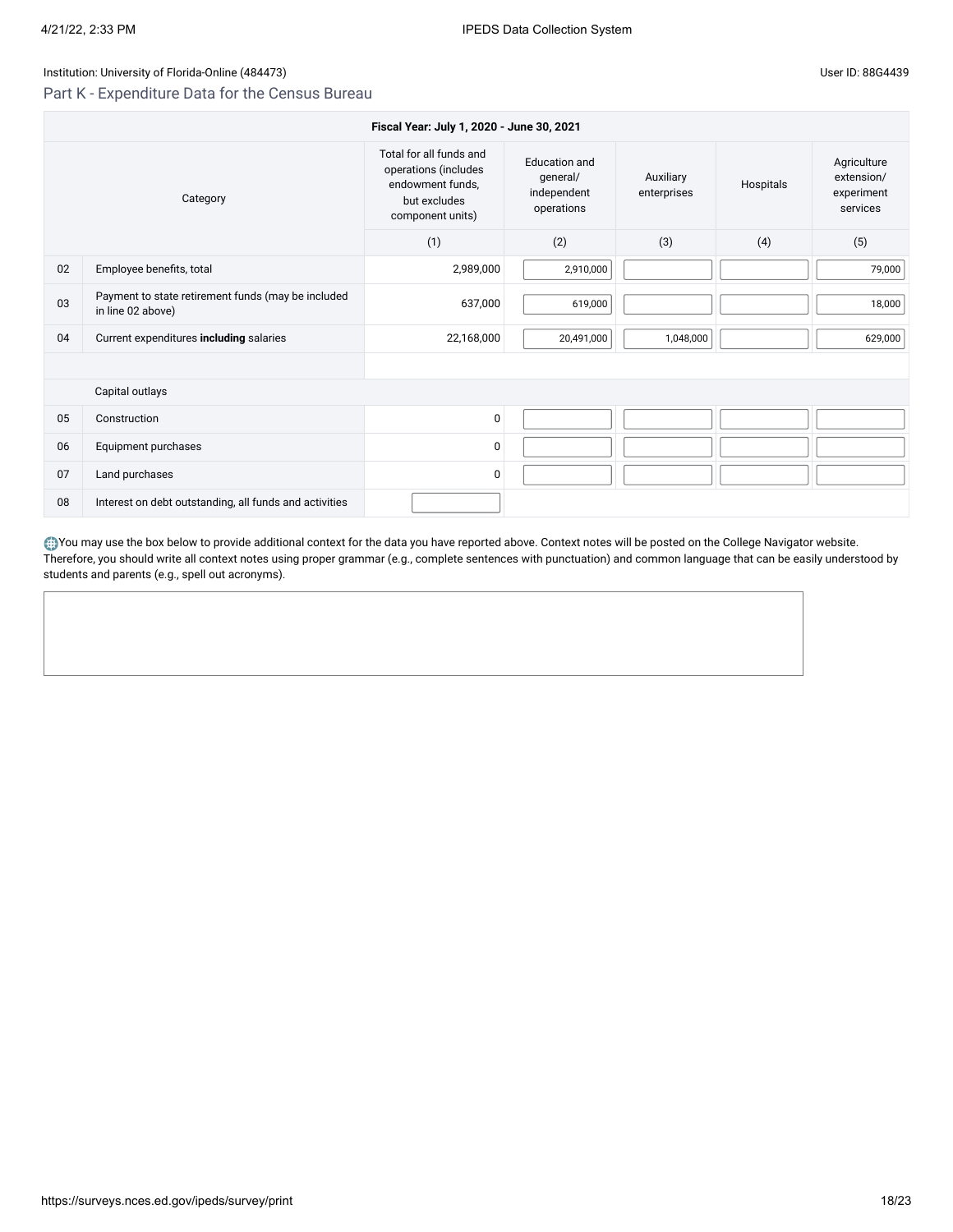Institution: University of Florida-Online (484473)

User ID: 88G4439

## Part K - Expenditure Data for the Census Bureau

| Fiscal Year: July 1, 2020 - June 30, 2021 | | | | | | |
|---|---|---|---|---|---|---|
| | Category | Total for all funds and operations (includes endowment funds, but excludes component units) | Education and general/ independent operations | Auxiliary enterprises | Hospitals | Agriculture extension/ experiment services |
| | | (1) | (2) | (3) | (4) | (5) |
| 02 | Employee benefits, total | 2,989,000 | 2,910,000 | | | 79,000 |
| 03 | Payment to state retirement funds (may be included in line 02 above) | 637,000 | 619,000 | | | 18,000 |
| 04 | Current expenditures **including** salaries | 22,168,000 | 20,491,000 | 1,048,000 | | 629,000 |
| | | | | | | |
| | Capital outlays | | | | | |
| 05 | Construction | 0 | | | | |
| 06 | Equipment purchases | 0 | | | | |
| 07 | Land purchases | 0 | | | | |
| 08 | Interest on debt outstanding, all funds and activities | | | | | |

You may use the box below to provide additional context for the data you have reported above. Context notes will be posted on the College Navigator website. Therefore, you should write all context notes using proper grammar (e.g., complete sentences with punctuation) and common language that can be easily understood by students and parents (e.g., spell out acronyms).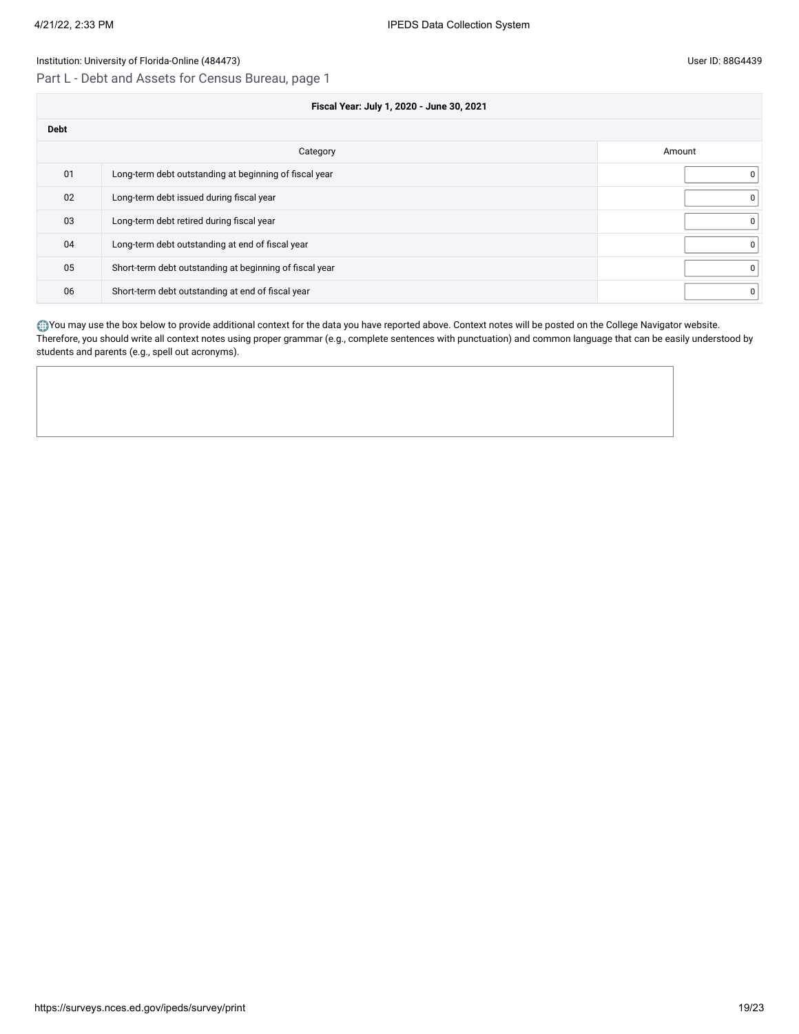Institution: University of Florida-Online (484473)

User ID: 88G4439

## Part L - Debt and Assets for Census Bureau, page 1

| Fiscal Year: July 1, 2020 - June 30, 2021 | | |
|---|---|---|
| **Debt** | | |
| | Category | Amount |
| 01 | Long-term debt outstanding at beginning of fiscal year | 0 |
| 02 | Long-term debt issued during fiscal year | 0 |
| 03 | Long-term debt retired during fiscal year | 0 |
| 04 | Long-term debt outstanding at end of fiscal year | 0 |
| 05 | Short-term debt outstanding at beginning of fiscal year | 0 |
| 06 | Short-term debt outstanding at end of fiscal year | 0 |

You may use the box below to provide additional context for the data you have reported above. Context notes will be posted on the College Navigator website. Therefore, you should write all context notes using proper grammar (e.g., complete sentences with punctuation) and common language that can be easily understood by students and parents (e.g., spell out acronyms).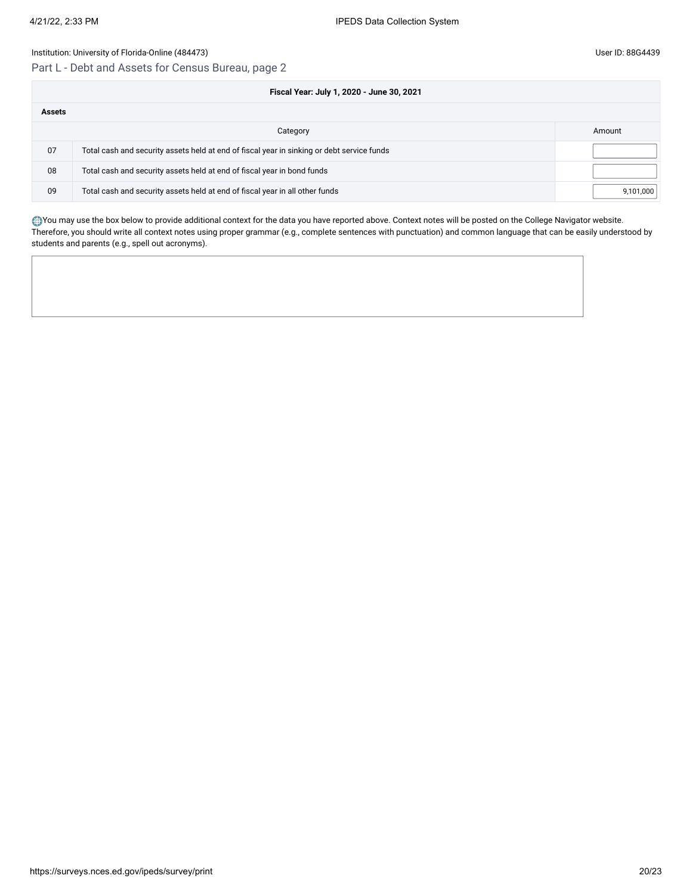Institution: University of Florida-Online (484473)

User ID: 88G4439

## Part L - Debt and Assets for Census Bureau, page 2

| Fiscal Year: July 1, 2020 - June 30, 2021 | | |
|---|---|---|
| **Assets** | | |
| | Category | Amount |
| 07 | Total cash and security assets held at end of fiscal year in sinking or debt service funds | |
| 08 | Total cash and security assets held at end of fiscal year in bond funds | |
| 09 | Total cash and security assets held at end of fiscal year in all other funds | 9,101,000 |

You may use the box below to provide additional context for the data you have reported above. Context notes will be posted on the College Navigator website. Therefore, you should write all context notes using proper grammar (e.g., complete sentences with punctuation) and common language that can be easily understood by students and parents (e.g., spell out acronyms).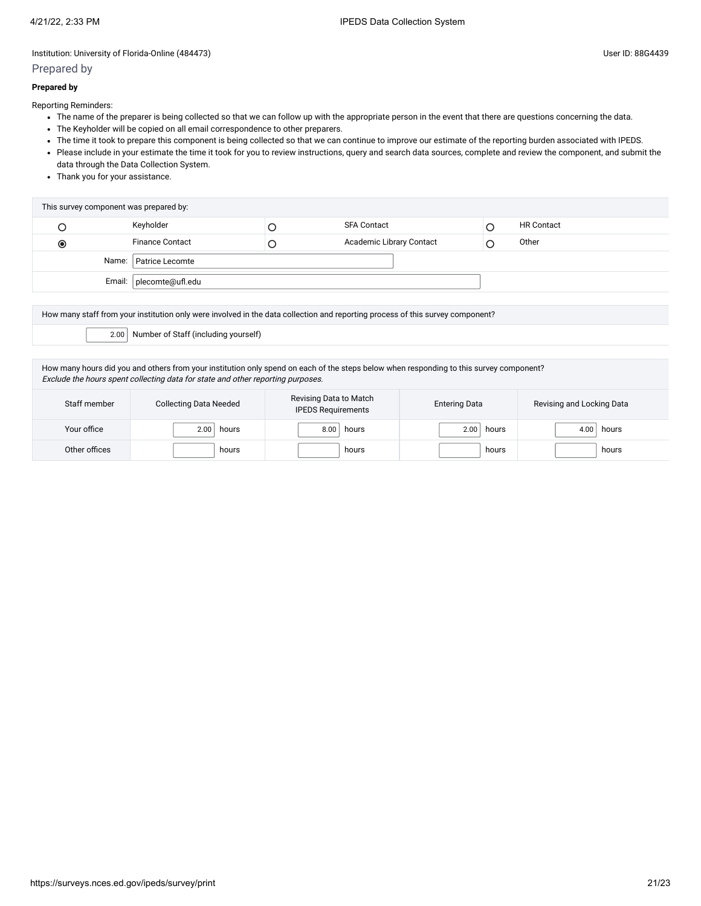Institution: University of Florida-Online (484473)

User ID: 88G4439

## Prepared by

**Prepared by**

Reporting Reminders:

- The name of the preparer is being collected so that we can follow up with the appropriate person in the event that there are questions concerning the data.
- The Keyholder will be copied on all email correspondence to other preparers.
- The time it took to prepare this component is being collected so that we can continue to improve our estimate of the reporting burden associated with IPEDS.
- Please include in your estimate the time it took for you to review instructions, query and search data sources, complete and review the component, and submit the data through the Data Collection System.
- Thank you for your assistance.

| This survey component was prepared by: | | | | | |
|---|---|---|---|---|---|
| ○ | Keyholder | ○ | SFA Contact | ○ | HR Contact |
| ◉ | Finance Contact | ○ | Academic Library Contact | ○ | Other |
| Name: | Patrice Lecomte | | | | |
| Email: | plecomte@ufl.edu | | | | |

How many staff from your institution only were involved in the data collection and reporting process of this survey component?

2.00 Number of Staff (including yourself)

How many hours did you and others from your institution only spend on each of the steps below when responding to this survey component?
*Exclude the hours spent collecting data for state and other reporting purposes.*

| Staff member | Collecting Data Needed | Revising Data to Match IPEDS Requirements | Entering Data | Revising and Locking Data |
|---|---|---|---|---|
| Your office | 2.00 hours | 8.00 hours | 2.00 hours | 4.00 hours |
| Other offices | hours | hours | hours | hours |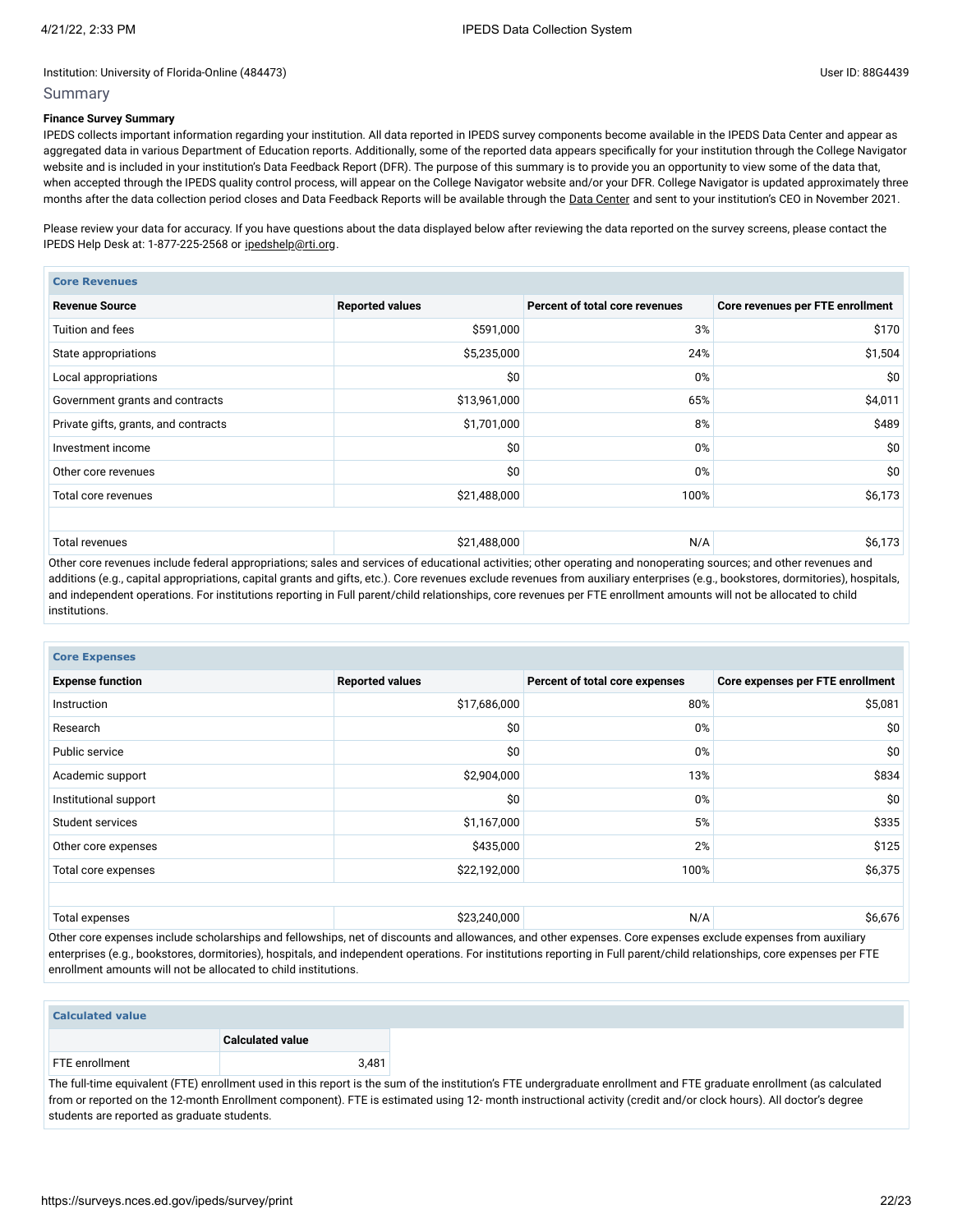Institution: University of Florida-Online (484473)

User ID: 88G4439

## Summary

**Finance Survey Summary**

IPEDS collects important information regarding your institution. All data reported in IPEDS survey components become available in the IPEDS Data Center and appear as aggregated data in various Department of Education reports. Additionally, some of the reported data appears specifically for your institution through the College Navigator website and is included in your institution's Data Feedback Report (DFR). The purpose of this summary is to provide you an opportunity to view some of the data that, when accepted through the IPEDS quality control process, will appear on the College Navigator website and/or your DFR. College Navigator is updated approximately three months after the data collection period closes and Data Feedback Reports will be available through the Data Center and sent to your institution's CEO in November 2021.

Please review your data for accuracy. If you have questions about the data displayed below after reviewing the data reported on the survey screens, please contact the IPEDS Help Desk at: 1-877-225-2568 or ipedshelp@rti.org.

**Core Revenues**

| Revenue Source | Reported values | Percent of total core revenues | Core revenues per FTE enrollment |
|---|---|---|---|
| Tuition and fees | $591,000 | 3% | $170 |
| State appropriations | $5,235,000 | 24% | $1,504 |
| Local appropriations | $0 | 0% | $0 |
| Government grants and contracts | $13,961,000 | 65% | $4,011 |
| Private gifts, grants, and contracts | $1,701,000 | 8% | $489 |
| Investment income | $0 | 0% | $0 |
| Other core revenues | $0 | 0% | $0 |
| Total core revenues | $21,488,000 | 100% | $6,173 |
| | | | |
| Total revenues | $21,488,000 | N/A | $6,173 |

Other core revenues include federal appropriations; sales and services of educational activities; other operating and nonoperating sources; and other revenues and additions (e.g., capital appropriations, capital grants and gifts, etc.). Core revenues exclude revenues from auxiliary enterprises (e.g., bookstores, dormitories), hospitals, and independent operations. For institutions reporting in Full parent/child relationships, core revenues per FTE enrollment amounts will not be allocated to child institutions.

**Core Expenses**

| Expense function | Reported values | Percent of total core expenses | Core expenses per FTE enrollment |
|---|---|---|---|
| Instruction | $17,686,000 | 80% | $5,081 |
| Research | $0 | 0% | $0 |
| Public service | $0 | 0% | $0 |
| Academic support | $2,904,000 | 13% | $834 |
| Institutional support | $0 | 0% | $0 |
| Student services | $1,167,000 | 5% | $335 |
| Other core expenses | $435,000 | 2% | $125 |
| Total core expenses | $22,192,000 | 100% | $6,375 |
| | | | |
| Total expenses | $23,240,000 | N/A | $6,676 |

Other core expenses include scholarships and fellowships, net of discounts and allowances, and other expenses. Core expenses exclude expenses from auxiliary enterprises (e.g., bookstores, dormitories), hospitals, and independent operations. For institutions reporting in Full parent/child relationships, core expenses per FTE enrollment amounts will not be allocated to child institutions.

**Calculated value**

| | Calculated value |
|---|---|
| FTE enrollment | 3,481 |

The full-time equivalent (FTE) enrollment used in this report is the sum of the institution's FTE undergraduate enrollment and FTE graduate enrollment (as calculated from or reported on the 12-month Enrollment component). FTE is estimated using 12- month instructional activity (credit and/or clock hours). All doctor's degree students are reported as graduate students.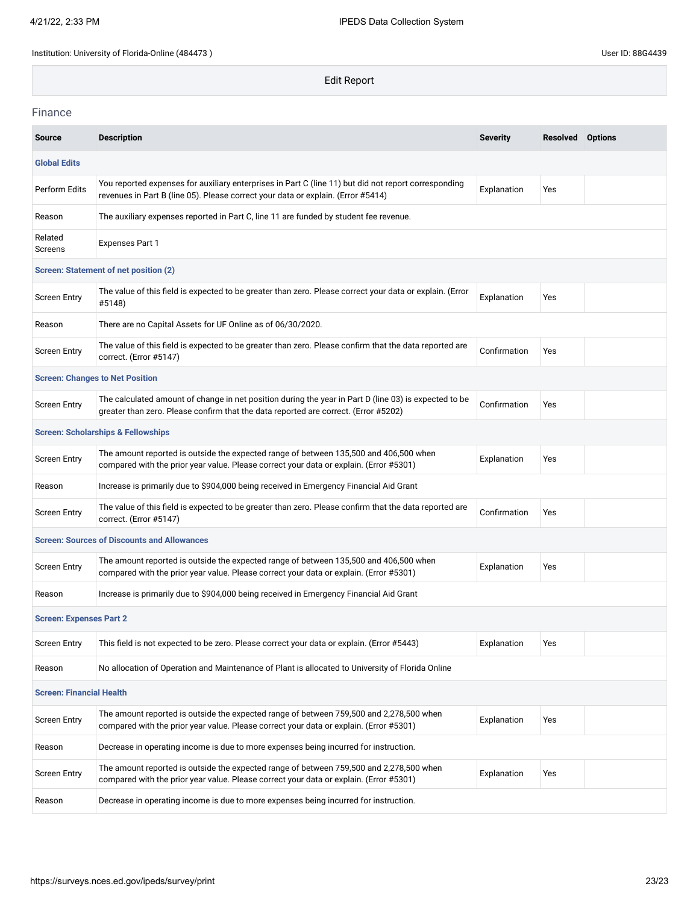Institution: University of Florida-Online (484473 )

User ID: 88G4439

Edit Report

## Finance

| Source | Description | Severity | Resolved | Options |
|---|---|---|---|---|
| **Global Edits** | | | | |
| Perform Edits | You reported expenses for auxiliary enterprises in Part C (line 11) but did not report corresponding revenues in Part B (line 05). Please correct your data or explain. (Error #5414) | Explanation | Yes | |
| Reason | The auxiliary expenses reported in Part C, line 11 are funded by student fee revenue. | | | |
| Related Screens | Expenses Part 1 | | | |
| **Screen: Statement of net position (2)** | | | | |
| Screen Entry | The value of this field is expected to be greater than zero. Please correct your data or explain. (Error #5148) | Explanation | Yes | |
| Reason | There are no Capital Assets for UF Online as of 06/30/2020. | | | |
| Screen Entry | The value of this field is expected to be greater than zero. Please confirm that the data reported are correct. (Error #5147) | Confirmation | Yes | |
| **Screen: Changes to Net Position** | | | | |
| Screen Entry | The calculated amount of change in net position during the year in Part D (line 03) is expected to be greater than zero. Please confirm that the data reported are correct. (Error #5202) | Confirmation | Yes | |
| **Screen: Scholarships & Fellowships** | | | | |
| Screen Entry | The amount reported is outside the expected range of between 135,500 and 406,500 when compared with the prior year value. Please correct your data or explain. (Error #5301) | Explanation | Yes | |
| Reason | Increase is primarily due to $904,000 being received in Emergency Financial Aid Grant | | | |
| Screen Entry | The value of this field is expected to be greater than zero. Please confirm that the data reported are correct. (Error #5147) | Confirmation | Yes | |
| **Screen: Sources of Discounts and Allowances** | | | | |
| Screen Entry | The amount reported is outside the expected range of between 135,500 and 406,500 when compared with the prior year value. Please correct your data or explain. (Error #5301) | Explanation | Yes | |
| Reason | Increase is primarily due to $904,000 being received in Emergency Financial Aid Grant | | | |
| **Screen: Expenses Part 2** | | | | |
| Screen Entry | This field is not expected to be zero. Please correct your data or explain. (Error #5443) | Explanation | Yes | |
| Reason | No allocation of Operation and Maintenance of Plant is allocated to University of Florida Online | | | |
| **Screen: Financial Health** | | | | |
| Screen Entry | The amount reported is outside the expected range of between 759,500 and 2,278,500 when compared with the prior year value. Please correct your data or explain. (Error #5301) | Explanation | Yes | |
| Reason | Decrease in operating income is due to more expenses being incurred for instruction. | | | |
| Screen Entry | The amount reported is outside the expected range of between 759,500 and 2,278,500 when compared with the prior year value. Please correct your data or explain. (Error #5301) | Explanation | Yes | |
| Reason | Decrease in operating income is due to more expenses being incurred for instruction. | | | |